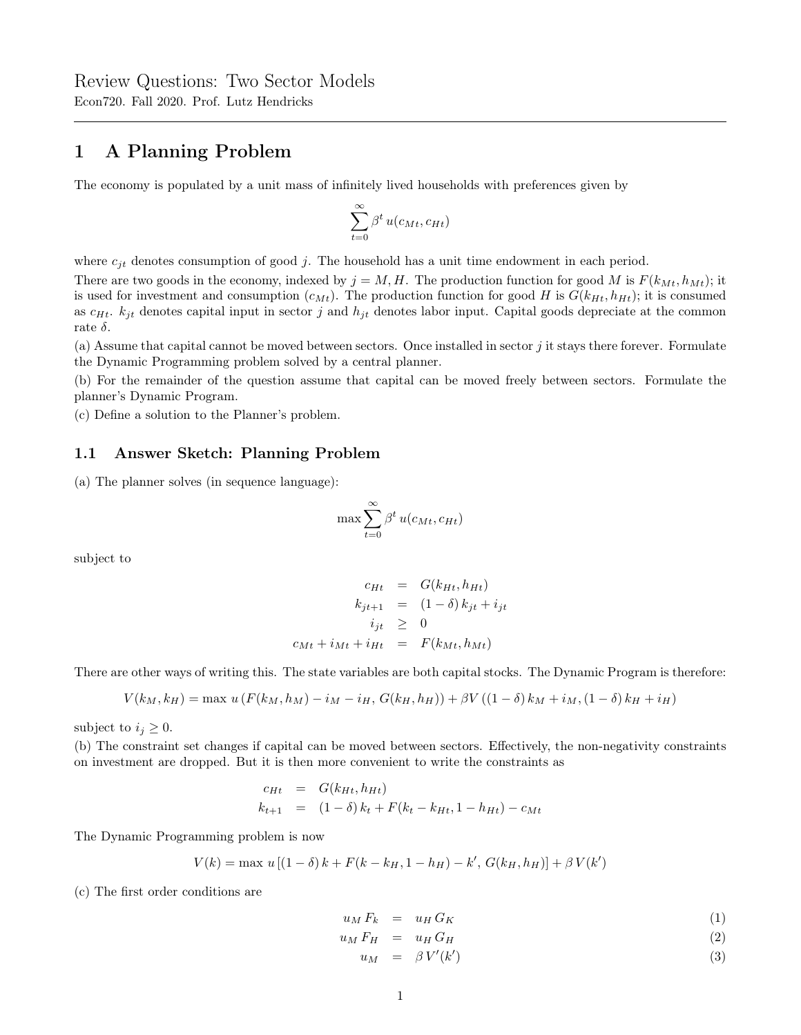Review Questions: Two Sector Models

Econ720. Fall 2020. Prof. Lutz Hendricks

---

# 1 A Planning Problem

The economy is populated by a unit mass of infinitely lived households with preferences given by

$$\sum_{t=0}^{\infty} \beta^t \, u(c_{Mt}, c_{Ht})$$

where $c_{jt}$ denotes consumption of good $j$. The household has a unit time endowment in each period.

There are two goods in the economy, indexed by $j = M, H$. The production function for good $M$ is $F(k_{Mt}, h_{Mt})$; it is used for investment and consumption ($c_{Mt}$). The production function for good $H$ is $G(k_{Ht}, h_{Ht})$; it is consumed as $c_{Ht}$. $k_{jt}$ denotes capital input in sector $j$ and $h_{jt}$ denotes labor input. Capital goods depreciate at the common rate $\delta$.

(a) Assume that capital cannot be moved between sectors. Once installed in sector $j$ it stays there forever. Formulate the Dynamic Programming problem solved by a central planner.

(b) For the remainder of the question assume that capital can be moved freely between sectors. Formulate the planner's Dynamic Program.

(c) Define a solution to the Planner's problem.

## 1.1 Answer Sketch: Planning Problem

(a) The planner solves (in sequence language):

$$\max \sum_{t=0}^{\infty} \beta^t \, u(c_{Mt}, c_{Ht})$$

subject to

$$\begin{aligned}
c_{Ht} &= G(k_{Ht}, h_{Ht}) \\
k_{jt+1} &= (1-\delta)\, k_{jt} + i_{jt} \\
i_{jt} &\geq 0 \\
c_{Mt} + i_{Mt} + i_{Ht} &= F(k_{Mt}, h_{Mt})
\end{aligned}$$

There are other ways of writing this. The state variables are both capital stocks. The Dynamic Program is therefore:

$$V(k_M, k_H) = \max \, u\left(F(k_M, h_M) - i_M - i_H,\, G(k_H, h_H)\right) + \beta V\left((1-\delta)\, k_M + i_M, (1-\delta)\, k_H + i_H\right)$$

subject to $i_j \geq 0$.

(b) The constraint set changes if capital can be moved between sectors. Effectively, the non-negativity constraints on investment are dropped. But it is then more convenient to write the constraints as

$$\begin{aligned}
c_{Ht} &= G(k_{Ht}, h_{Ht}) \\
k_{t+1} &= (1-\delta)\, k_t + F(k_t - k_{Ht}, 1 - h_{Ht}) - c_{Mt}
\end{aligned}$$

The Dynamic Programming problem is now

$$V(k) = \max \, u\left[(1-\delta)\, k + F(k - k_H, 1 - h_H) - k',\, G(k_H, h_H)\right] + \beta\, V(k')$$

(c) The first order conditions are

$$u_M \, F_k = u_H \, G_K \tag{1}$$

$$u_M \, F_H = u_H \, G_H \tag{2}$$

$$u_M = \beta \, V'(k') \tag{3}$$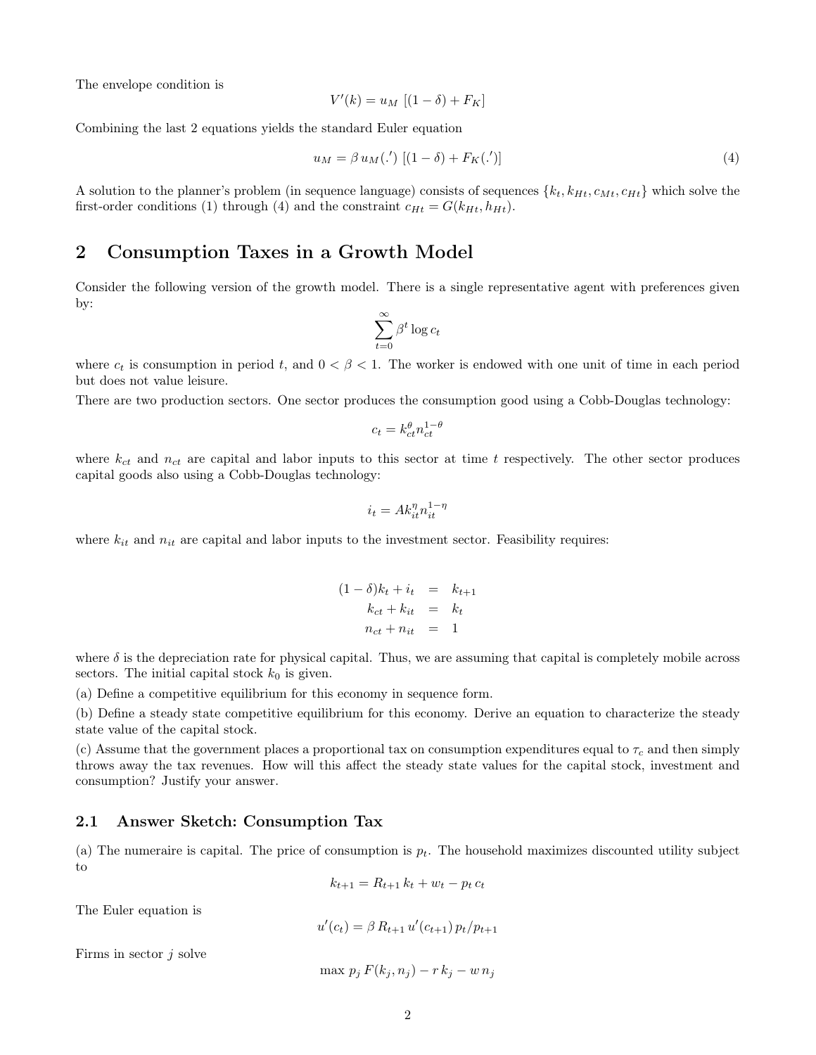The envelope condition is

$$V'(k) = u_M \; [(1 - \delta) + F_K]$$

Combining the last 2 equations yields the standard Euler equation

$$u_M = \beta \, u_M(.') \; [(1 - \delta) + F_K(.')] \tag{4}$$

A solution to the planner's problem (in sequence language) consists of sequences $\{k_t, k_{Ht}, c_{Mt}, c_{Ht}\}$ which solve the first-order conditions (1) through (4) and the constraint $c_{Ht} = G(k_{Ht}, h_{Ht})$.

## 2 Consumption Taxes in a Growth Model

Consider the following version of the growth model. There is a single representative agent with preferences given by:

$$\sum_{t=0}^{\infty} \beta^t \log c_t$$

where $c_t$ is consumption in period $t$, and $0 < \beta < 1$. The worker is endowed with one unit of time in each period but does not value leisure.

There are two production sectors. One sector produces the consumption good using a Cobb-Douglas technology:

$$c_t = k_{ct}^{\theta} n_{ct}^{1-\theta}$$

where $k_{ct}$ and $n_{ct}$ are capital and labor inputs to this sector at time $t$ respectively. The other sector produces capital goods also using a Cobb-Douglas technology:

$$i_t = A k_{it}^{\eta} n_{it}^{1-\eta}$$

where $k_{it}$ and $n_{it}$ are capital and labor inputs to the investment sector. Feasibility requires:

$$\begin{aligned}
(1 - \delta)k_t + i_t &= k_{t+1} \\
k_{ct} + k_{it} &= k_t \\
n_{ct} + n_{it} &= 1
\end{aligned}$$

where $\delta$ is the depreciation rate for physical capital. Thus, we are assuming that capital is completely mobile across sectors. The initial capital stock $k_0$ is given.

(a) Define a competitive equilibrium for this economy in sequence form.

(b) Define a steady state competitive equilibrium for this economy. Derive an equation to characterize the steady state value of the capital stock.

(c) Assume that the government places a proportional tax on consumption expenditures equal to $\tau_c$ and then simply throws away the tax revenues. How will this affect the steady state values for the capital stock, investment and consumption? Justify your answer.

### 2.1 Answer Sketch: Consumption Tax

(a) The numeraire is capital. The price of consumption is $p_t$. The household maximizes discounted utility subject to

$$k_{t+1} = R_{t+1} \, k_t + w_t - p_t \, c_t$$

The Euler equation is

$$u'(c_t) = \beta \, R_{t+1} \, u'(c_{t+1}) \, p_t / p_{t+1}$$

Firms in sector $j$ solve

$$\max \; p_j \, F(k_j, n_j) - r \, k_j - w \, n_j$$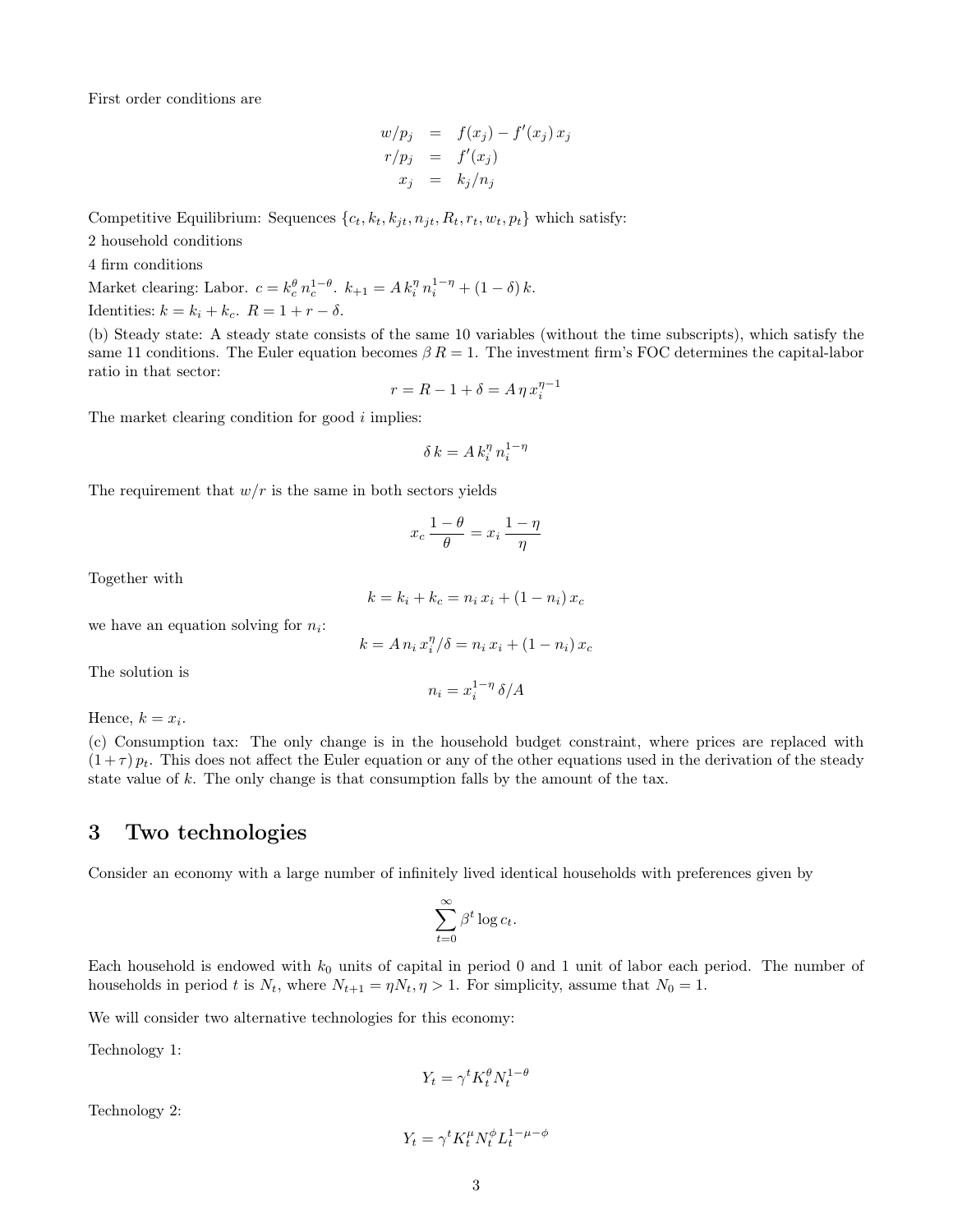First order conditions are

$$
\begin{aligned}
w/p_j &= f(x_j) - f'(x_j)\, x_j \\
r/p_j &= f'(x_j) \\
x_j &= k_j/n_j
\end{aligned}
$$

Competitive Equilibrium: Sequences $\{c_t, k_t, k_{jt}, n_{jt}, R_t, r_t, w_t, p_t\}$ which satisfy:

2 household conditions

4 firm conditions

Market clearing: Labor. $c = k_c^\theta\, n_c^{1-\theta}$. $k_{+1} = A\, k_i^\eta\, n_i^{1-\eta} + (1-\delta)\, k$.

Identities: $k = k_i + k_c$. $R = 1 + r - \delta$.

(b) Steady state: A steady state consists of the same 10 variables (without the time subscripts), which satisfy the same 11 conditions. The Euler equation becomes $\beta\, R = 1$. The investment firm's FOC determines the capital-labor ratio in that sector:

$$r = R - 1 + \delta = A\, \eta\, x_i^{\eta - 1}$$

The market clearing condition for good $i$ implies:

$$\delta\, k = A\, k_i^\eta\, n_i^{1-\eta}$$

The requirement that $w/r$ is the same in both sectors yields

$$x_c\, \frac{1-\theta}{\theta} = x_i\, \frac{1-\eta}{\eta}$$

Together with

$$k = k_i + k_c = n_i\, x_i + (1 - n_i)\, x_c$$

we have an equation solving for $n_i$:

$$k = A\, n_i\, x_i^\eta / \delta = n_i\, x_i + (1 - n_i)\, x_c$$

The solution is

$$n_i = x_i^{1-\eta}\, \delta / A$$

Hence, $k = x_i$.

(c) Consumption tax: The only change is in the household budget constraint, where prices are replaced with $(1+\tau)\, p_t$. This does not affect the Euler equation or any of the other equations used in the derivation of the steady state value of $k$. The only change is that consumption falls by the amount of the tax.

## 3 Two technologies

Consider an economy with a large number of infinitely lived identical households with preferences given by

$$\sum_{t=0}^{\infty} \beta^t \log c_t.$$

Each household is endowed with $k_0$ units of capital in period 0 and 1 unit of labor each period. The number of households in period $t$ is $N_t$, where $N_{t+1} = \eta N_t, \eta > 1$. For simplicity, assume that $N_0 = 1$.

We will consider two alternative technologies for this economy:

Technology 1:

$$Y_t = \gamma^t K_t^\theta N_t^{1-\theta}$$

Technology 2:

$$Y_t = \gamma^t K_t^\mu N_t^\phi L_t^{1-\mu-\phi}$$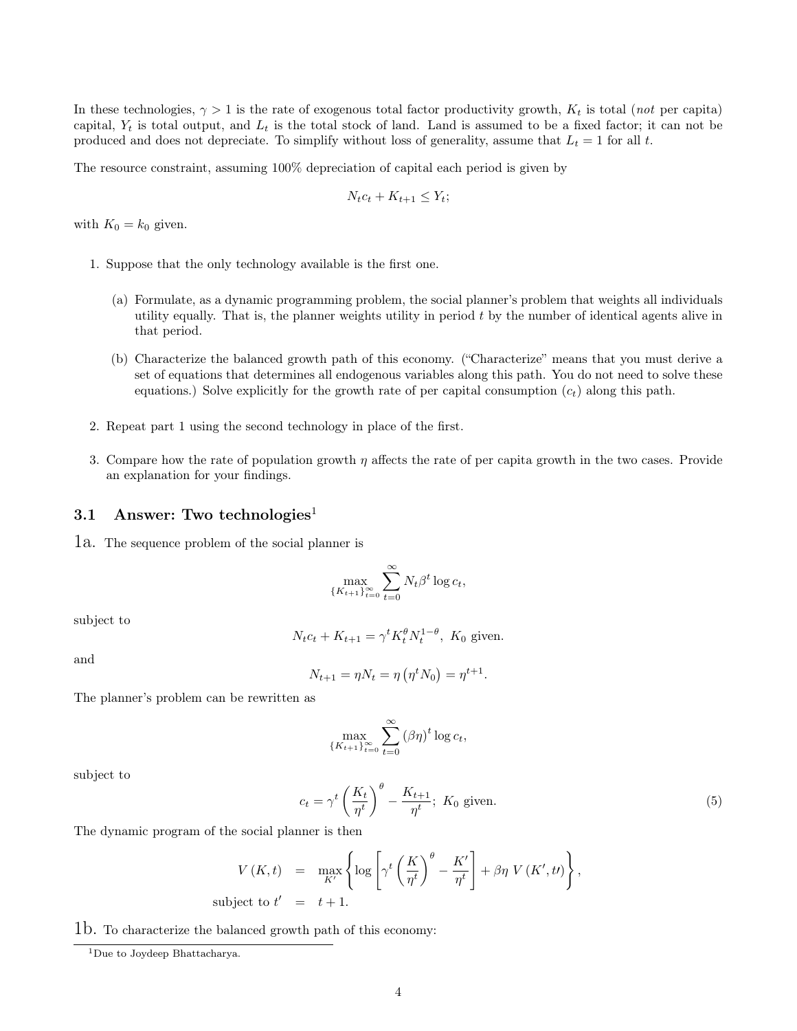In these technologies, $\gamma > 1$ is the rate of exogenous total factor productivity growth, $K_t$ is total (*not* per capita) capital, $Y_t$ is total output, and $L_t$ is the total stock of land. Land is assumed to be a fixed factor; it can not be produced and does not depreciate. To simplify without loss of generality, assume that $L_t = 1$ for all $t$.

The resource constraint, assuming 100% depreciation of capital each period is given by

$$N_t c_t + K_{t+1} \leq Y_t;$$

with $K_0 = k_0$ given.

1. Suppose that the only technology available is the first one.

   (a) Formulate, as a dynamic programming problem, the social planner's problem that weights all individuals utility equally. That is, the planner weights utility in period $t$ by the number of identical agents alive in that period.

   (b) Characterize the balanced growth path of this economy. ("Characterize" means that you must derive a set of equations that determines all endogenous variables along this path. You do not need to solve these equations.) Solve explicitly for the growth rate of per capital consumption ($c_t$) along this path.

2. Repeat part 1 using the second technology in place of the first.

3. Compare how the rate of population growth $\eta$ affects the rate of per capita growth in the two cases. Provide an explanation for your findings.

### 3.1 Answer: Two technologies[1]

**1a.** The sequence problem of the social planner is

$$\max_{\{K_{t+1}\}_{t=0}^{\infty}} \sum_{t=0}^{\infty} N_t \beta^t \log c_t,$$

subject to

$$N_t c_t + K_{t+1} = \gamma^t K_t^{\theta} N_t^{1-\theta}, \ K_0 \text{ given.}$$

and

$$N_{t+1} = \eta N_t = \eta \left(\eta^t N_0\right) = \eta^{t+1}.$$

The planner's problem can be rewritten as

$$\max_{\{K_{t+1}\}_{t=0}^{\infty}} \sum_{t=0}^{\infty} (\beta\eta)^t \log c_t,$$

subject to

$$c_t = \gamma^t \left(\frac{K_t}{\eta^t}\right)^{\theta} - \frac{K_{t+1}}{\eta^t}; \ K_0 \text{ given.} \tag{5}$$

The dynamic program of the social planner is then

$$\begin{aligned} V(K,t) &= \max_{K'} \left\{ \log \left[ \gamma^t \left(\frac{K}{\eta^t}\right)^{\theta} - \frac{K'}{\eta^t} \right] + \beta\eta \, V(K', t\prime) \right\}, \\ \text{subject to } t' &= t+1. \end{aligned}$$

**1b.** To characterize the balanced growth path of this economy:

[1] Due to Joydeep Bhattacharya.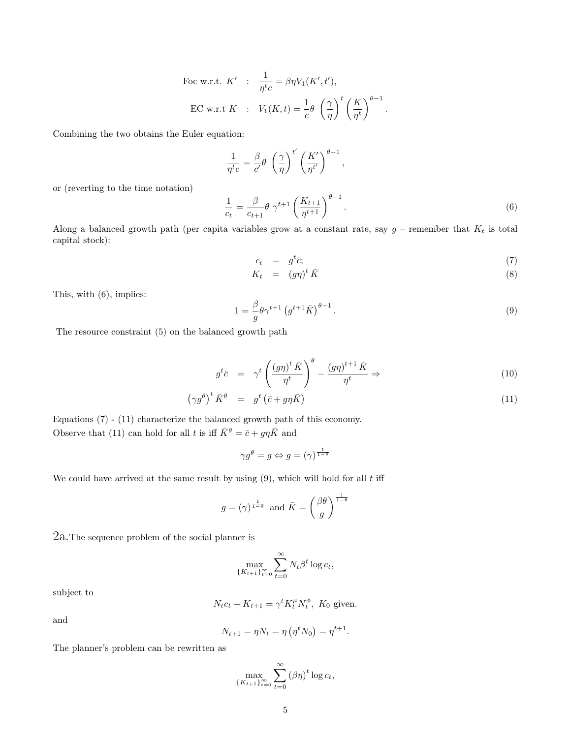$$
\begin{aligned}
\text{Foc w.r.t. } K' \quad &: \quad \frac{1}{\eta^t c} = \beta\eta V_1(K', t'), \\
\text{EC w.r.t } K \quad &: \quad V_1(K,t) = \frac{1}{c}\theta \left(\frac{\gamma}{\eta}\right)^t \left(\frac{K}{\eta^t}\right)^{\theta-1}.
\end{aligned}
$$

Combining the two obtains the Euler equation:

$$
\frac{1}{\eta^t c} = \frac{\beta}{c'}\theta \left(\frac{\gamma}{\eta}\right)^{t'} \left(\frac{K'}{\eta^{t'}}\right)^{\theta-1},
$$

or (reverting to the time notation)

$$
\frac{1}{c_t} = \frac{\beta}{c_{t+1}}\theta \, \gamma^{t+1} \left(\frac{K_{t+1}}{\eta^{t+1}}\right)^{\theta-1}. \tag{6}
$$

Along a balanced growth path (per capita variables grow at a constant rate, say $g$ – remember that $K_t$ is total capital stock):

$$
c_t = g^t \bar{c}; \tag{7}
$$

$$
K_t = (g\eta)^t \bar{K} \tag{8}
$$

This, with (6), implies:

$$
1 = \frac{\beta}{g}\theta\gamma^{t+1}\left(g^{t+1}\bar{K}\right)^{\theta-1}. \tag{9}
$$

The resource constraint (5) on the balanced growth path

$$
g^t\bar{c} = \gamma^t \left(\frac{(g\eta)^t \bar{K}}{\eta^t}\right)^\theta - \frac{(g\eta)^{t+1}\bar{K}}{\eta^t} \Rightarrow \tag{10}
$$

$$
\left(\gamma g^\theta\right)^t \bar{K}^\theta = g^t\left(\bar{c} + g\eta\bar{K}\right) \tag{11}
$$

Equations (7) - (11) characterize the balanced growth path of this economy.
Observe that (11) can hold for all $t$ is iff $\bar{K}^\theta = \bar{c} + g\eta\bar{K}$ and

$$
\gamma g^\theta = g \Leftrightarrow g = (\gamma)^{\frac{1}{1-\theta}}
$$

We could have arrived at the same result by using (9), which will hold for all $t$ iff

$$
g = (\gamma)^{\frac{1}{1-\theta}} \text{ and } \bar{K} = \left(\frac{\beta\theta}{g}\right)^{\frac{1}{1-\theta}}
$$

2a. The sequence problem of the social planner is

$$
\max_{\{K_{t+1}\}_{t=0}^\infty} \sum_{t=0}^\infty N_t\beta^t \log c_t,
$$

subject to

$$
N_t c_t + K_{t+1} = \gamma^t K_t^\mu N_t^\phi, \; K_0 \text{ given.}
$$

and

$$
N_{t+1} = \eta N_t = \eta\left(\eta^t N_0\right) = \eta^{t+1}.
$$

The planner's problem can be rewritten as

$$
\max_{\{K_{t+1}\}_{t=0}^\infty} \sum_{t=0}^\infty (\beta\eta)^t \log c_t,
$$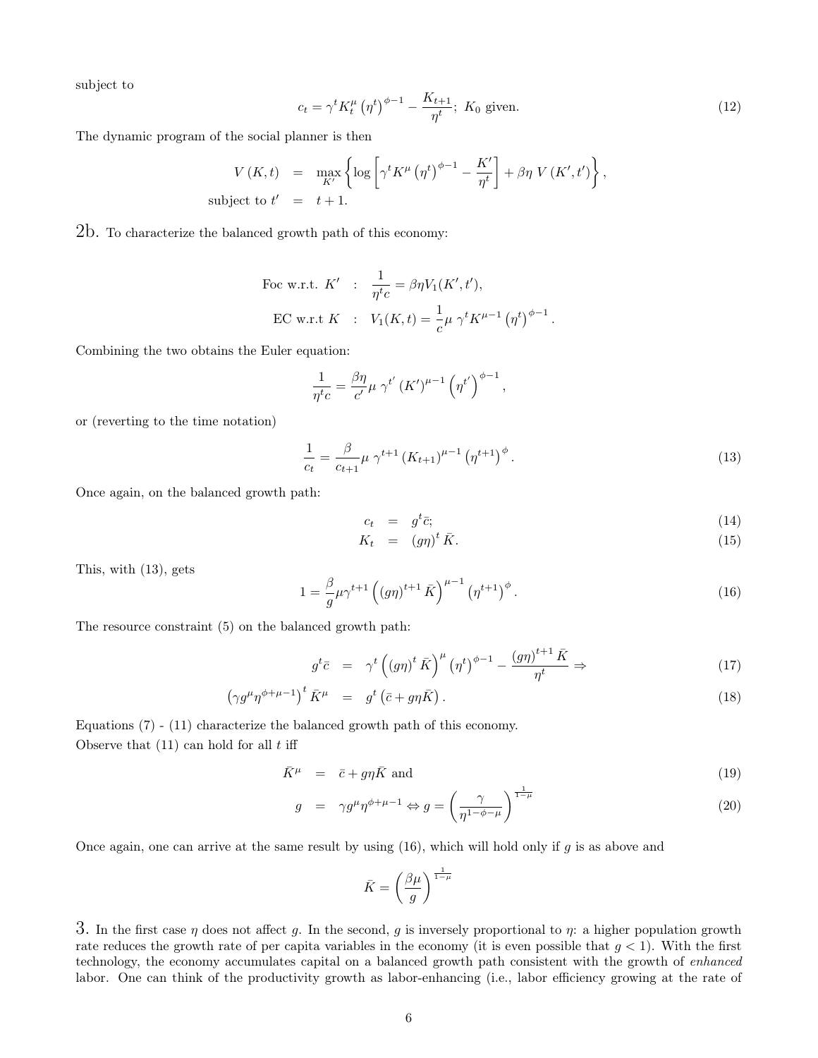subject to

$$c_t = \gamma^t K_t^{\mu} \left(\eta^t\right)^{\phi-1} - \frac{K_{t+1}}{\eta^t};\ K_0 \text{ given.} \tag{12}$$

The dynamic program of the social planner is then

$$\begin{aligned} V(K,t) &= \max_{K'} \left\{ \log \left[ \gamma^t K^{\mu} \left(\eta^t\right)^{\phi-1} - \frac{K'}{\eta^t} \right] + \beta\eta \, V(K',t') \right\}, \\ \text{subject to } t' &= t+1. \end{aligned}$$

2b. To characterize the balanced growth path of this economy:

$$\begin{aligned} \text{Foc w.r.t. } K' &: \quad \frac{1}{\eta^t c} = \beta\eta V_1(K',t'), \\ \text{EC w.r.t } K &: \quad V_1(K,t) = \frac{1}{c}\mu\ \gamma^t K^{\mu-1} \left(\eta^t\right)^{\phi-1}. \end{aligned}$$

Combining the two obtains the Euler equation:

$$\frac{1}{\eta^t c} = \frac{\beta\eta}{c'}\mu\ \gamma^{t'} \left(K'\right)^{\mu-1} \left(\eta^{t'}\right)^{\phi-1},$$

or (reverting to the time notation)

$$\frac{1}{c_t} = \frac{\beta}{c_{t+1}}\mu\ \gamma^{t+1} \left(K_{t+1}\right)^{\mu-1} \left(\eta^{t+1}\right)^{\phi}. \tag{13}$$

Once again, on the balanced growth path:

$$c_t = g^t \bar{c}; \tag{14}$$

$$K_t = (g\eta)^t \bar{K}. \tag{15}$$

This, with (13), gets

$$1 = \frac{\beta}{g}\mu\gamma^{t+1} \left( (g\eta)^{t+1} \bar{K} \right)^{\mu-1} \left(\eta^{t+1}\right)^{\phi}. \tag{16}$$

The resource constraint (5) on the balanced growth path:

$$g^t \bar{c} = \gamma^t \left( (g\eta)^t \bar{K} \right)^{\mu} \left(\eta^t\right)^{\phi-1} - \frac{(g\eta)^{t+1} \bar{K}}{\eta^t} \Rightarrow \tag{17}$$

$$\left(\gamma g^{\mu} \eta^{\phi+\mu-1}\right)^t \bar{K}^{\mu} = g^t \left(\bar{c} + g\eta\bar{K}\right). \tag{18}$$

Equations (7) - (11) characterize the balanced growth path of this economy.
Observe that (11) can hold for all $t$ iff

$$\bar{K}^{\mu} = \bar{c} + g\eta\bar{K} \text{ and} \tag{19}$$

$$g = \gamma g^{\mu} \eta^{\phi+\mu-1} \Leftrightarrow g = \left( \frac{\gamma}{\eta^{1-\phi-\mu}} \right)^{\frac{1}{1-\mu}} \tag{20}$$

Once again, one can arrive at the same result by using (16), which will hold only if $g$ is as above and

$$\bar{K} = \left( \frac{\beta\mu}{g} \right)^{\frac{1}{1-\mu}}$$

3. In the first case $\eta$ does not affect $g$. In the second, $g$ is inversely proportional to $\eta$: a higher population growth rate reduces the growth rate of per capita variables in the economy (it is even possible that $g < 1$). With the first technology, the economy accumulates capital on a balanced growth path consistent with the growth of *enhanced* labor. One can think of the productivity growth as labor-enhancing (i.e., labor efficiency growing at the rate of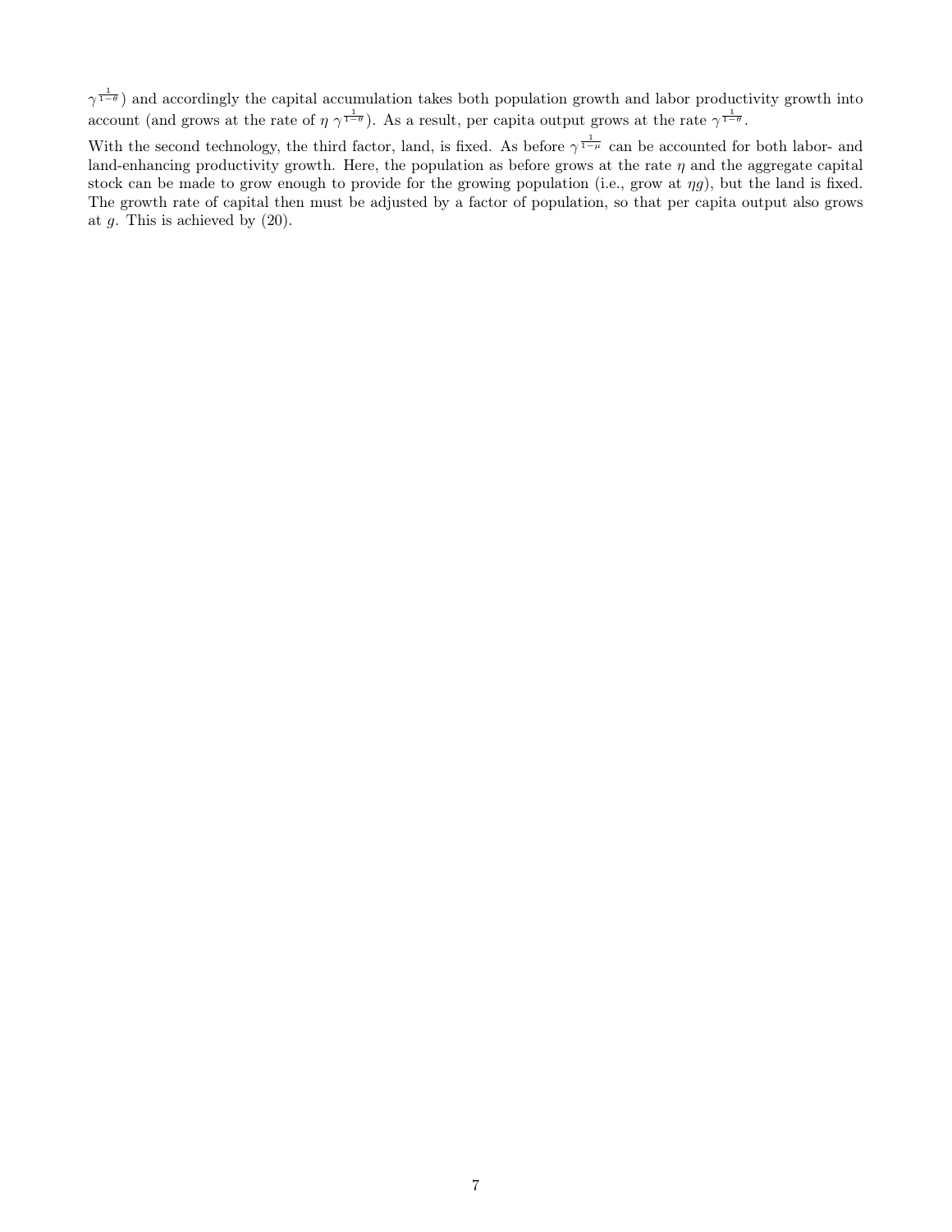$\gamma^{\frac{1}{1-\theta}}$) and accordingly the capital accumulation takes both population growth and labor productivity growth into account (and grows at the rate of $\eta\ \gamma^{\frac{1}{1-\theta}}$). As a result, per capita output grows at the rate $\gamma^{\frac{1}{1-\theta}}$.

With the second technology, the third factor, land, is fixed. As before $\gamma^{\frac{1}{1-\mu}}$ can be accounted for both labor- and land-enhancing productivity growth. Here, the population as before grows at the rate $\eta$ and the aggregate capital stock can be made to grow enough to provide for the growing population (i.e., grow at $\eta g$), but the land is fixed. The growth rate of capital then must be adjusted by a factor of population, so that per capita output also grows at $g$. This is achieved by (20).